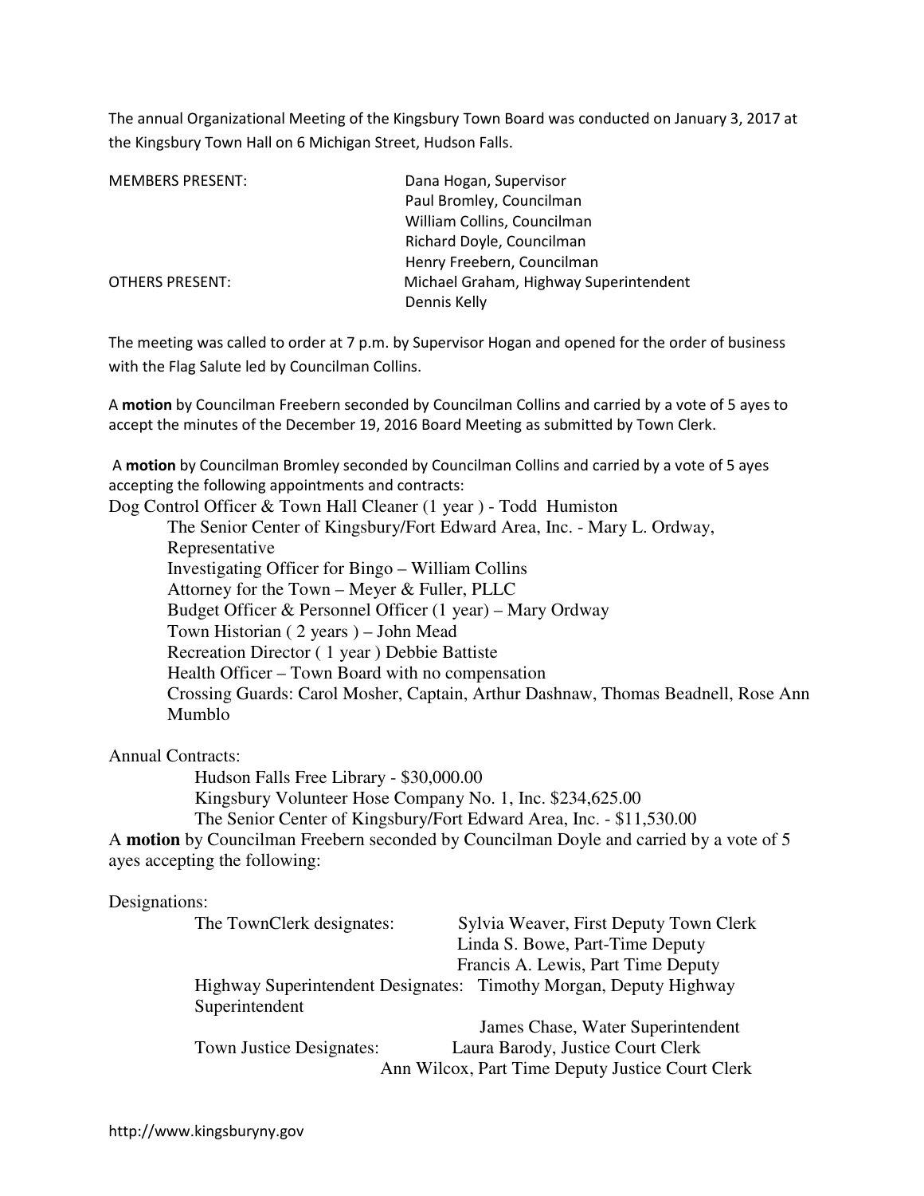The annual Organizational Meeting of the Kingsbury Town Board was conducted on January 3, 2017 at the Kingsbury Town Hall on 6 Michigan Street, Hudson Falls.

| | |
|---|---|
| MEMBERS PRESENT: | Dana Hogan, Supervisor |
| | Paul Bromley, Councilman |
| | William Collins, Councilman |
| | Richard Doyle, Councilman |
| | Henry Freebern, Councilman |
| OTHERS PRESENT: | Michael Graham, Highway Superintendent |
| | Dennis Kelly |

The meeting was called to order at 7 p.m. by Supervisor Hogan and opened for the order of business with the Flag Salute led by Councilman Collins.

A **motion** by Councilman Freebern seconded by Councilman Collins and carried by a vote of 5 ayes to accept the minutes of the December 19, 2016 Board Meeting as submitted by Town Clerk.

A **motion** by Councilman Bromley seconded by Councilman Collins and carried by a vote of 5 ayes accepting the following appointments and contracts:

Dog Control Officer & Town Hall Cleaner (1 year ) - Todd Humiston

- The Senior Center of Kingsbury/Fort Edward Area, Inc. - Mary L. Ordway, Representative
- Investigating Officer for Bingo – William Collins
- Attorney for the Town – Meyer & Fuller, PLLC
- Budget Officer & Personnel Officer (1 year) – Mary Ordway
- Town Historian ( 2 years ) – John Mead
- Recreation Director ( 1 year ) Debbie Battiste
- Health Officer – Town Board with no compensation
- Crossing Guards: Carol Mosher, Captain, Arthur Dashnaw, Thomas Beadnell, Rose Ann Mumblo

Annual Contracts:

- Hudson Falls Free Library - $30,000.00
- Kingsbury Volunteer Hose Company No. 1, Inc. $234,625.00
- The Senior Center of Kingsbury/Fort Edward Area, Inc. - $11,530.00

A **motion** by Councilman Freebern seconded by Councilman Doyle and carried by a vote of 5 ayes accepting the following:

Designations:

| | |
|---|---|
| The TownClerk designates: | Sylvia Weaver, First Deputy Town Clerk |
| | Linda S. Bowe, Part-Time Deputy |
| | Francis A. Lewis, Part Time Deputy |
| Highway Superintendent Designates: | Timothy Morgan, Deputy Highway Superintendent |
| | James Chase, Water Superintendent |
| Town Justice Designates: | Laura Barody, Justice Court Clerk |
| | Ann Wilcox, Part Time Deputy Justice Court Clerk |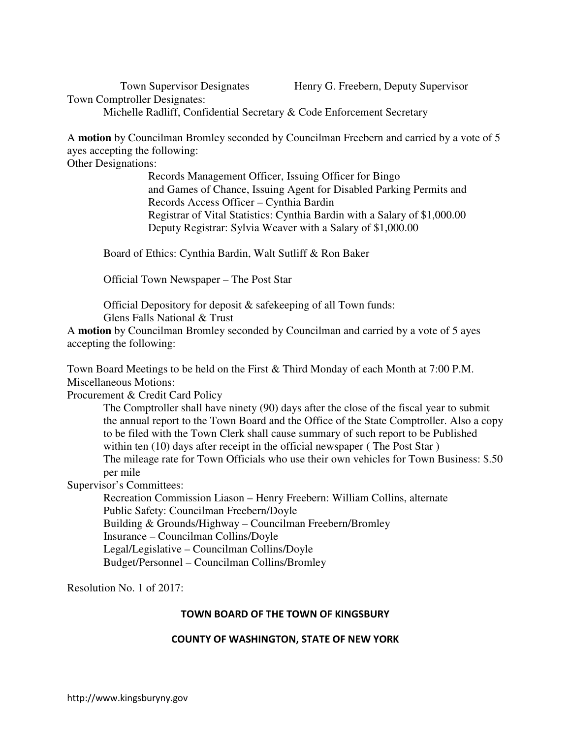Town Supervisor Designates Henry G. Freebern, Deputy Supervisor

Town Comptroller Designates:

Michelle Radliff, Confidential Secretary & Code Enforcement Secretary

A **motion** by Councilman Bromley seconded by Councilman Freebern and carried by a vote of 5 ayes accepting the following:

Other Designations:

Records Management Officer, Issuing Officer for Bingo and Games of Chance, Issuing Agent for Disabled Parking Permits and Records Access Officer – Cynthia Bardin

Registrar of Vital Statistics: Cynthia Bardin with a Salary of $1,000.00

Deputy Registrar: Sylvia Weaver with a Salary of $1,000.00

Board of Ethics: Cynthia Bardin, Walt Sutliff & Ron Baker

Official Town Newspaper – The Post Star

Official Depository for deposit & safekeeping of all Town funds:
Glens Falls National & Trust

A **motion** by Councilman Bromley seconded by Councilman and carried by a vote of 5 ayes accepting the following:

Town Board Meetings to be held on the First & Third Monday of each Month at 7:00 P.M.

Miscellaneous Motions:

Procurement & Credit Card Policy

The Comptroller shall have ninety (90) days after the close of the fiscal year to submit the annual report to the Town Board and the Office of the State Comptroller. Also a copy to be filed with the Town Clerk shall cause summary of such report to be Published within ten (10) days after receipt in the official newspaper ( The Post Star )

The mileage rate for Town Officials who use their own vehicles for Town Business: $.50 per mile

Supervisor's Committees:

Recreation Commission Liason – Henry Freebern: William Collins, alternate

Public Safety: Councilman Freebern/Doyle

Building & Grounds/Highway – Councilman Freebern/Bromley

Insurance – Councilman Collins/Doyle

Legal/Legislative – Councilman Collins/Doyle

Budget/Personnel – Councilman Collins/Bromley

Resolution No. 1 of 2017:

**TOWN BOARD OF THE TOWN OF KINGSBURY**

**COUNTY OF WASHINGTON, STATE OF NEW YORK**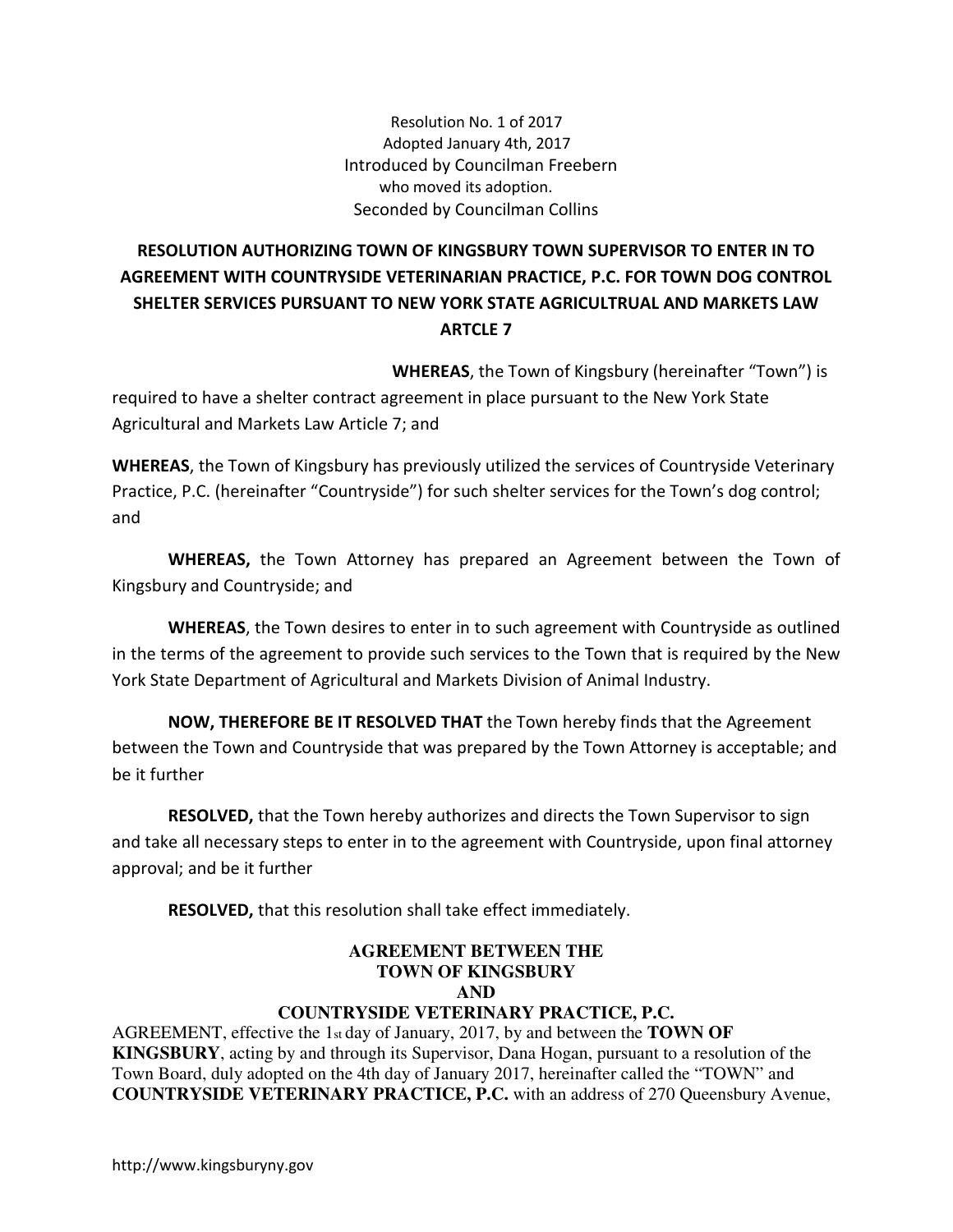Resolution No. 1 of 2017
Adopted January 4th, 2017
Introduced by Councilman Freebern
who moved its adoption.
Seconded by Councilman Collins

**RESOLUTION AUTHORIZING TOWN OF KINGSBURY TOWN SUPERVISOR TO ENTER IN TO AGREEMENT WITH COUNTRYSIDE VETERINARIAN PRACTICE, P.C. FOR TOWN DOG CONTROL SHELTER SERVICES PURSUANT TO NEW YORK STATE AGRICULTRUAL AND MARKETS LAW ARTCLE 7**

**WHEREAS**, the Town of Kingsbury (hereinafter "Town") is required to have a shelter contract agreement in place pursuant to the New York State Agricultural and Markets Law Article 7; and

**WHEREAS**, the Town of Kingsbury has previously utilized the services of Countryside Veterinary Practice, P.C. (hereinafter "Countryside") for such shelter services for the Town's dog control; and

**WHEREAS,** the Town Attorney has prepared an Agreement between the Town of Kingsbury and Countryside; and

**WHEREAS**, the Town desires to enter in to such agreement with Countryside as outlined in the terms of the agreement to provide such services to the Town that is required by the New York State Department of Agricultural and Markets Division of Animal Industry.

**NOW, THEREFORE BE IT RESOLVED THAT** the Town hereby finds that the Agreement between the Town and Countryside that was prepared by the Town Attorney is acceptable; and be it further

**RESOLVED,** that the Town hereby authorizes and directs the Town Supervisor to sign and take all necessary steps to enter in to the agreement with Countryside, upon final attorney approval; and be it further

**RESOLVED,** that this resolution shall take effect immediately.

**AGREEMENT BETWEEN THE**
**TOWN OF KINGSBURY**
**AND**
**COUNTRYSIDE VETERINARY PRACTICE, P.C.**

AGREEMENT, effective the 1st day of January, 2017, by and between the **TOWN OF KINGSBURY**, acting by and through its Supervisor, Dana Hogan, pursuant to a resolution of the Town Board, duly adopted on the 4th day of January 2017, hereinafter called the "TOWN" and **COUNTRYSIDE VETERINARY PRACTICE, P.C.** with an address of 270 Queensbury Avenue,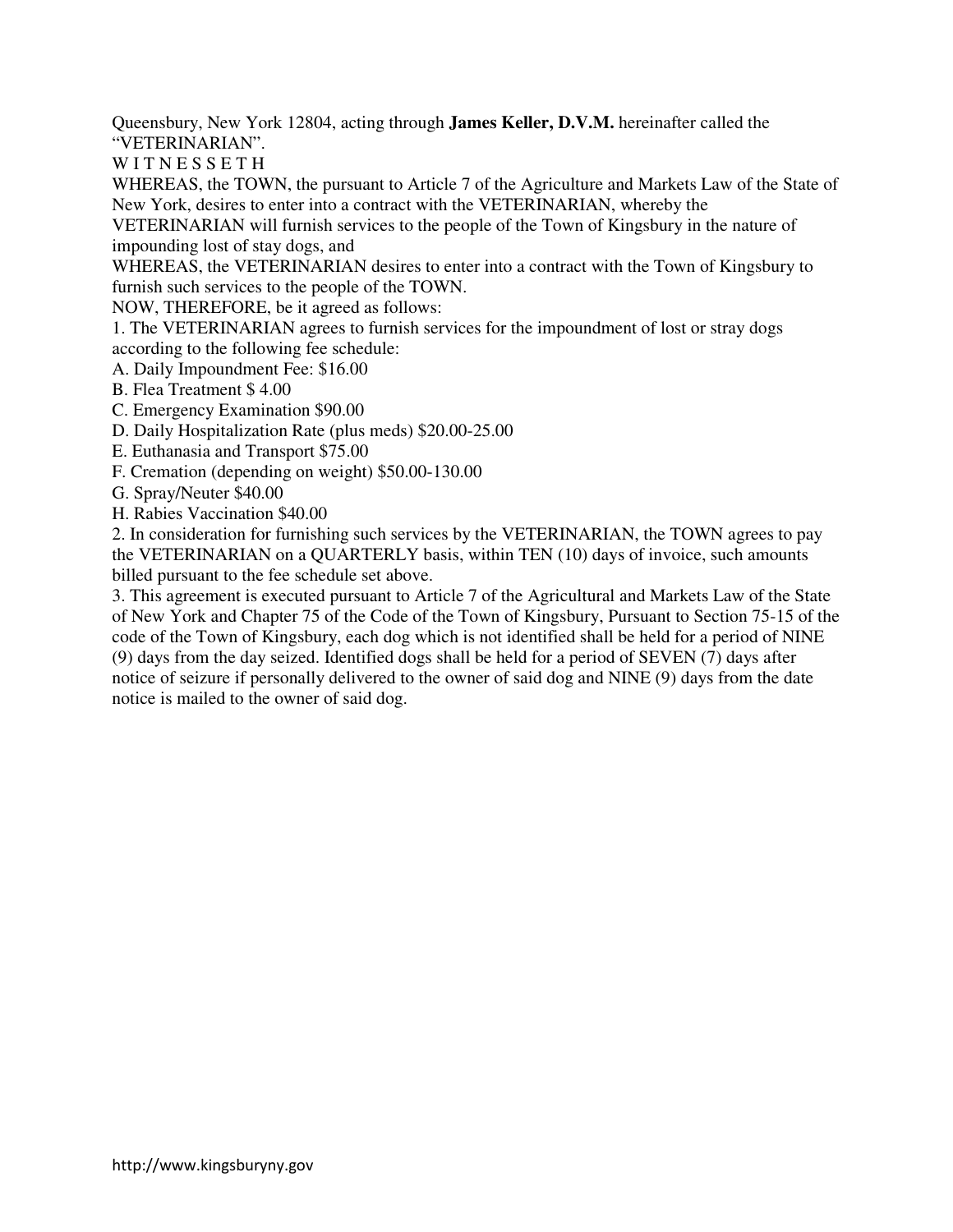Queensbury, New York 12804, acting through **James Keller, D.V.M.** hereinafter called the "VETERINARIAN".

W I T N E S S E T H

WHEREAS, the TOWN, the pursuant to Article 7 of the Agriculture and Markets Law of the State of New York, desires to enter into a contract with the VETERINARIAN, whereby the VETERINARIAN will furnish services to the people of the Town of Kingsbury in the nature of impounding lost of stay dogs, and

WHEREAS, the VETERINARIAN desires to enter into a contract with the Town of Kingsbury to furnish such services to the people of the TOWN.

NOW, THEREFORE, be it agreed as follows:

1. The VETERINARIAN agrees to furnish services for the impoundment of lost or stray dogs according to the following fee schedule:

A. Daily Impoundment Fee: $16.00
B. Flea Treatment $ 4.00
C. Emergency Examination $90.00
D. Daily Hospitalization Rate (plus meds) $20.00-25.00
E. Euthanasia and Transport $75.00
F. Cremation (depending on weight) $50.00-130.00
G. Spray/Neuter $40.00
H. Rabies Vaccination $40.00

2. In consideration for furnishing such services by the VETERINARIAN, the TOWN agrees to pay the VETERINARIAN on a QUARTERLY basis, within TEN (10) days of invoice, such amounts billed pursuant to the fee schedule set above.

3. This agreement is executed pursuant to Article 7 of the Agricultural and Markets Law of the State of New York and Chapter 75 of the Code of the Town of Kingsbury, Pursuant to Section 75-15 of the code of the Town of Kingsbury, each dog which is not identified shall be held for a period of NINE (9) days from the day seized. Identified dogs shall be held for a period of SEVEN (7) days after notice of seizure if personally delivered to the owner of said dog and NINE (9) days from the date notice is mailed to the owner of said dog.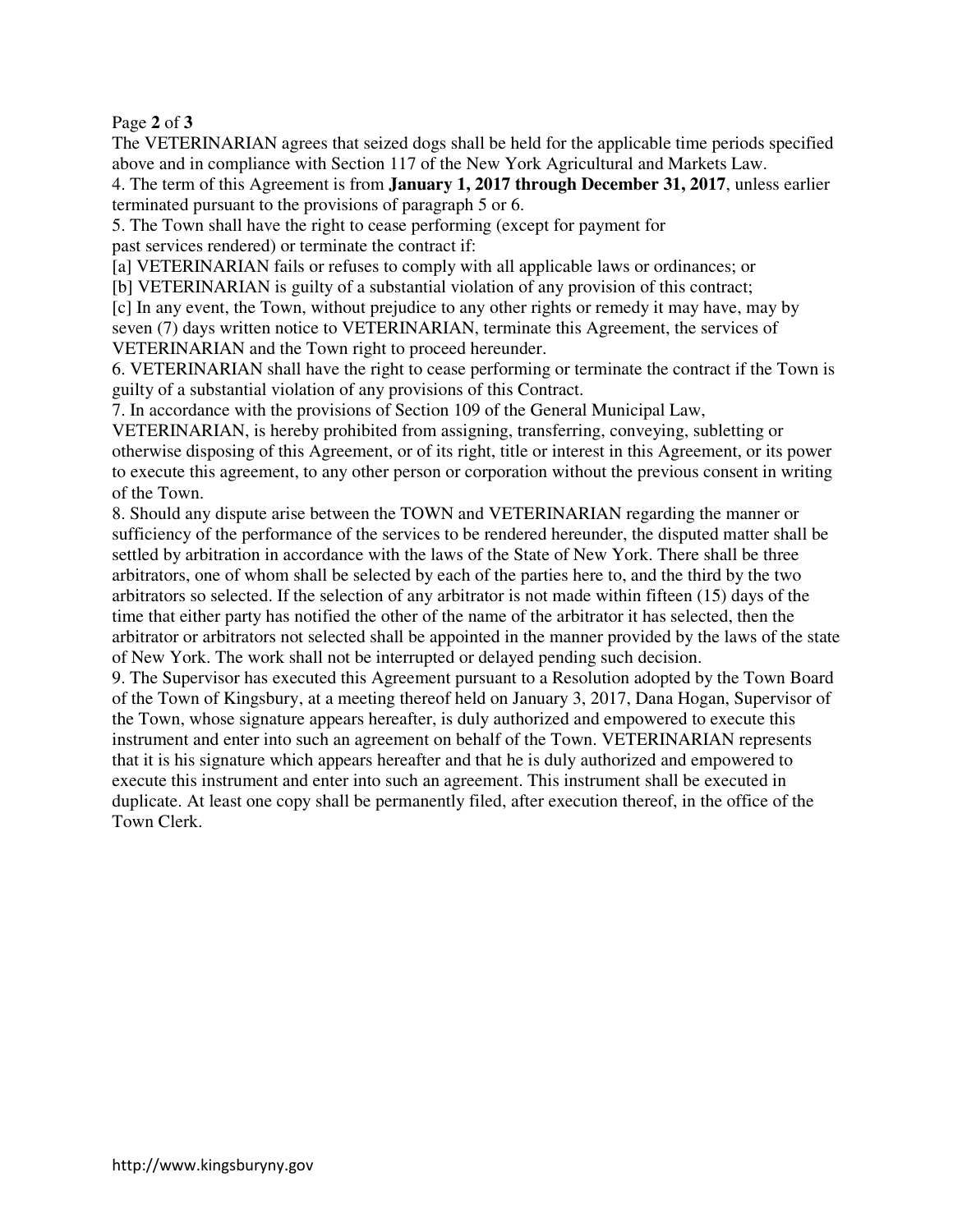The VETERINARIAN agrees that seized dogs shall be held for the applicable time periods specified above and in compliance with Section 117 of the New York Agricultural and Markets Law.

4. The term of this Agreement is from **January 1, 2017 through December 31, 2017**, unless earlier terminated pursuant to the provisions of paragraph 5 or 6.

5. The Town shall have the right to cease performing (except for payment for past services rendered) or terminate the contract if:

[a] VETERINARIAN fails or refuses to comply with all applicable laws or ordinances; or

[b] VETERINARIAN is guilty of a substantial violation of any provision of this contract;

[c] In any event, the Town, without prejudice to any other rights or remedy it may have, may by seven (7) days written notice to VETERINARIAN, terminate this Agreement, the services of VETERINARIAN and the Town right to proceed hereunder.

6. VETERINARIAN shall have the right to cease performing or terminate the contract if the Town is guilty of a substantial violation of any provisions of this Contract.

7. In accordance with the provisions of Section 109 of the General Municipal Law, VETERINARIAN, is hereby prohibited from assigning, transferring, conveying, subletting or otherwise disposing of this Agreement, or of its right, title or interest in this Agreement, or its power to execute this agreement, to any other person or corporation without the previous consent in writing of the Town.

8. Should any dispute arise between the TOWN and VETERINARIAN regarding the manner or sufficiency of the performance of the services to be rendered hereunder, the disputed matter shall be settled by arbitration in accordance with the laws of the State of New York. There shall be three arbitrators, one of whom shall be selected by each of the parties here to, and the third by the two arbitrators so selected. If the selection of any arbitrator is not made within fifteen (15) days of the time that either party has notified the other of the name of the arbitrator it has selected, then the arbitrator or arbitrators not selected shall be appointed in the manner provided by the laws of the state of New York. The work shall not be interrupted or delayed pending such decision.

9. The Supervisor has executed this Agreement pursuant to a Resolution adopted by the Town Board of the Town of Kingsbury, at a meeting thereof held on January 3, 2017, Dana Hogan, Supervisor of the Town, whose signature appears hereafter, is duly authorized and empowered to execute this instrument and enter into such an agreement on behalf of the Town. VETERINARIAN represents that it is his signature which appears hereafter and that he is duly authorized and empowered to execute this instrument and enter into such an agreement. This instrument shall be executed in duplicate. At least one copy shall be permanently filed, after execution thereof, in the office of the Town Clerk.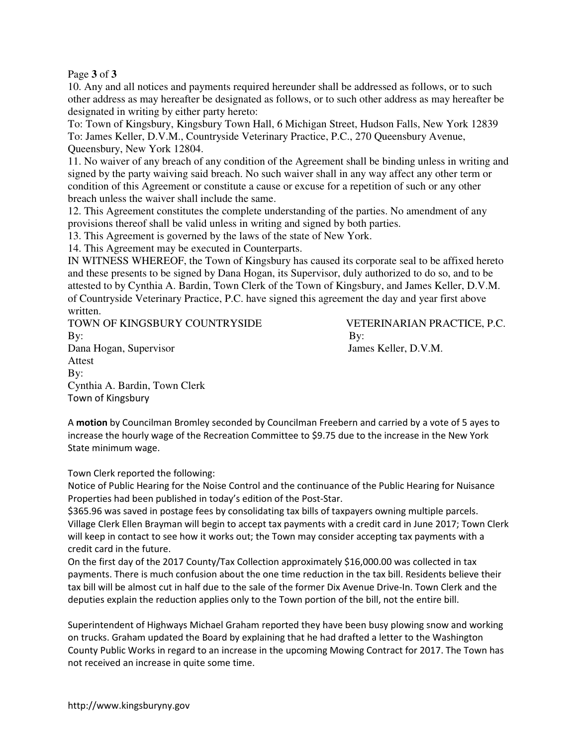10. Any and all notices and payments required hereunder shall be addressed as follows, or to such other address as may hereafter be designated as follows, or to such other address as may hereafter be designated in writing by either party hereto:

To: Town of Kingsbury, Kingsbury Town Hall, 6 Michigan Street, Hudson Falls, New York 12839

To: James Keller, D.V.M., Countryside Veterinary Practice, P.C., 270 Queensbury Avenue, Queensbury, New York 12804.

11. No waiver of any breach of any condition of the Agreement shall be binding unless in writing and signed by the party waiving said breach. No such waiver shall in any way affect any other term or condition of this Agreement or constitute a cause or excuse for a repetition of such or any other breach unless the waiver shall include the same.

12. This Agreement constitutes the complete understanding of the parties. No amendment of any provisions thereof shall be valid unless in writing and signed by both parties.

13. This Agreement is governed by the laws of the state of New York.

14. This Agreement may be executed in Counterparts.

IN WITNESS WHEREOF, the Town of Kingsbury has caused its corporate seal to be affixed hereto and these presents to be signed by Dana Hogan, its Supervisor, duly authorized to do so, and to be attested to by Cynthia A. Bardin, Town Clerk of the Town of Kingsbury, and James Keller, D.V.M. of Countryside Veterinary Practice, P.C. have signed this agreement the day and year first above written.

TOWN OF KINGSBURY COUNTRYSIDE VETERINARIAN PRACTICE, P.C.

By: By:

Dana Hogan, Supervisor James Keller, D.V.M.

Attest

By:

Cynthia A. Bardin, Town Clerk

Town of Kingsbury

A **motion** by Councilman Bromley seconded by Councilman Freebern and carried by a vote of 5 ayes to increase the hourly wage of the Recreation Committee to $9.75 due to the increase in the New York State minimum wage.

Town Clerk reported the following:

Notice of Public Hearing for the Noise Control and the continuance of the Public Hearing for Nuisance Properties had been published in today's edition of the Post-Star.

$365.96 was saved in postage fees by consolidating tax bills of taxpayers owning multiple parcels.

Village Clerk Ellen Brayman will begin to accept tax payments with a credit card in June 2017; Town Clerk will keep in contact to see how it works out; the Town may consider accepting tax payments with a credit card in the future.

On the first day of the 2017 County/Tax Collection approximately $16,000.00 was collected in tax payments. There is much confusion about the one time reduction in the tax bill. Residents believe their tax bill will be almost cut in half due to the sale of the former Dix Avenue Drive-In. Town Clerk and the deputies explain the reduction applies only to the Town portion of the bill, not the entire bill.

Superintendent of Highways Michael Graham reported they have been busy plowing snow and working on trucks. Graham updated the Board by explaining that he had drafted a letter to the Washington County Public Works in regard to an increase in the upcoming Mowing Contract for 2017. The Town has not received an increase in quite some time.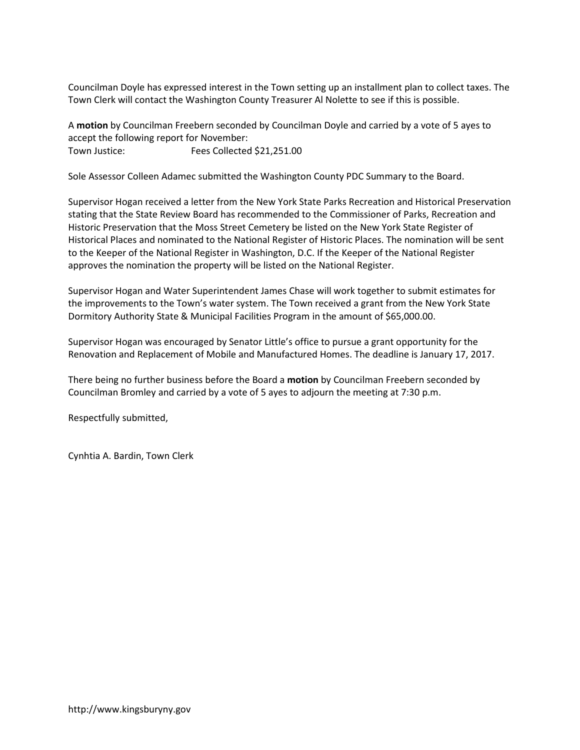Councilman Doyle has expressed interest in the Town setting up an installment plan to collect taxes. The Town Clerk will contact the Washington County Treasurer Al Nolette to see if this is possible.

A **motion** by Councilman Freebern seconded by Councilman Doyle and carried by a vote of 5 ayes to accept the following report for November:
Town Justice: Fees Collected $21,251.00

Sole Assessor Colleen Adamec submitted the Washington County PDC Summary to the Board.

Supervisor Hogan received a letter from the New York State Parks Recreation and Historical Preservation stating that the State Review Board has recommended to the Commissioner of Parks, Recreation and Historic Preservation that the Moss Street Cemetery be listed on the New York State Register of Historical Places and nominated to the National Register of Historic Places. The nomination will be sent to the Keeper of the National Register in Washington, D.C. If the Keeper of the National Register approves the nomination the property will be listed on the National Register.

Supervisor Hogan and Water Superintendent James Chase will work together to submit estimates for the improvements to the Town's water system. The Town received a grant from the New York State Dormitory Authority State & Municipal Facilities Program in the amount of $65,000.00.

Supervisor Hogan was encouraged by Senator Little's office to pursue a grant opportunity for the Renovation and Replacement of Mobile and Manufactured Homes. The deadline is January 17, 2017.

There being no further business before the Board a **motion** by Councilman Freebern seconded by Councilman Bromley and carried by a vote of 5 ayes to adjourn the meeting at 7:30 p.m.

Respectfully submitted,

Cynhtia A. Bardin, Town Clerk